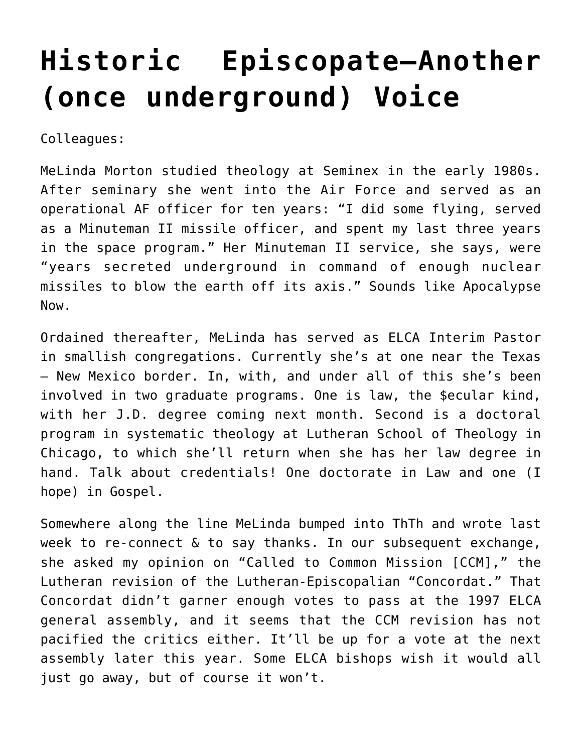# Historic Episcopate—Another (once underground) Voice

Colleagues:

MeLinda Morton studied theology at Seminex in the early 1980s. After seminary she went into the Air Force and served as an operational AF officer for ten years: "I did some flying, served as a Minuteman II missile officer, and spent my last three years in the space program." Her Minuteman II service, she says, were "years secreted underground in command of enough nuclear missiles to blow the earth off its axis." Sounds like Apocalypse Now.

Ordained thereafter, MeLinda has served as ELCA Interim Pastor in smallish congregations. Currently she's at one near the Texas – New Mexico border. In, with, and under all of this she's been involved in two graduate programs. One is law, the $ecular kind, with her J.D. degree coming next month. Second is a doctoral program in systematic theology at Lutheran School of Theology in Chicago, to which she'll return when she has her law degree in hand. Talk about credentials! One doctorate in Law and one (I hope) in Gospel.

Somewhere along the line MeLinda bumped into ThTh and wrote last week to re-connect & to say thanks. In our subsequent exchange, she asked my opinion on "Called to Common Mission [CCM]," the Lutheran revision of the Lutheran-Episcopalian "Concordat." That Concordat didn't garner enough votes to pass at the 1997 ELCA general assembly, and it seems that the CCM revision has not pacified the critics either. It'll be up for a vote at the next assembly later this year. Some ELCA bishops wish it would all just go away, but of course it won't.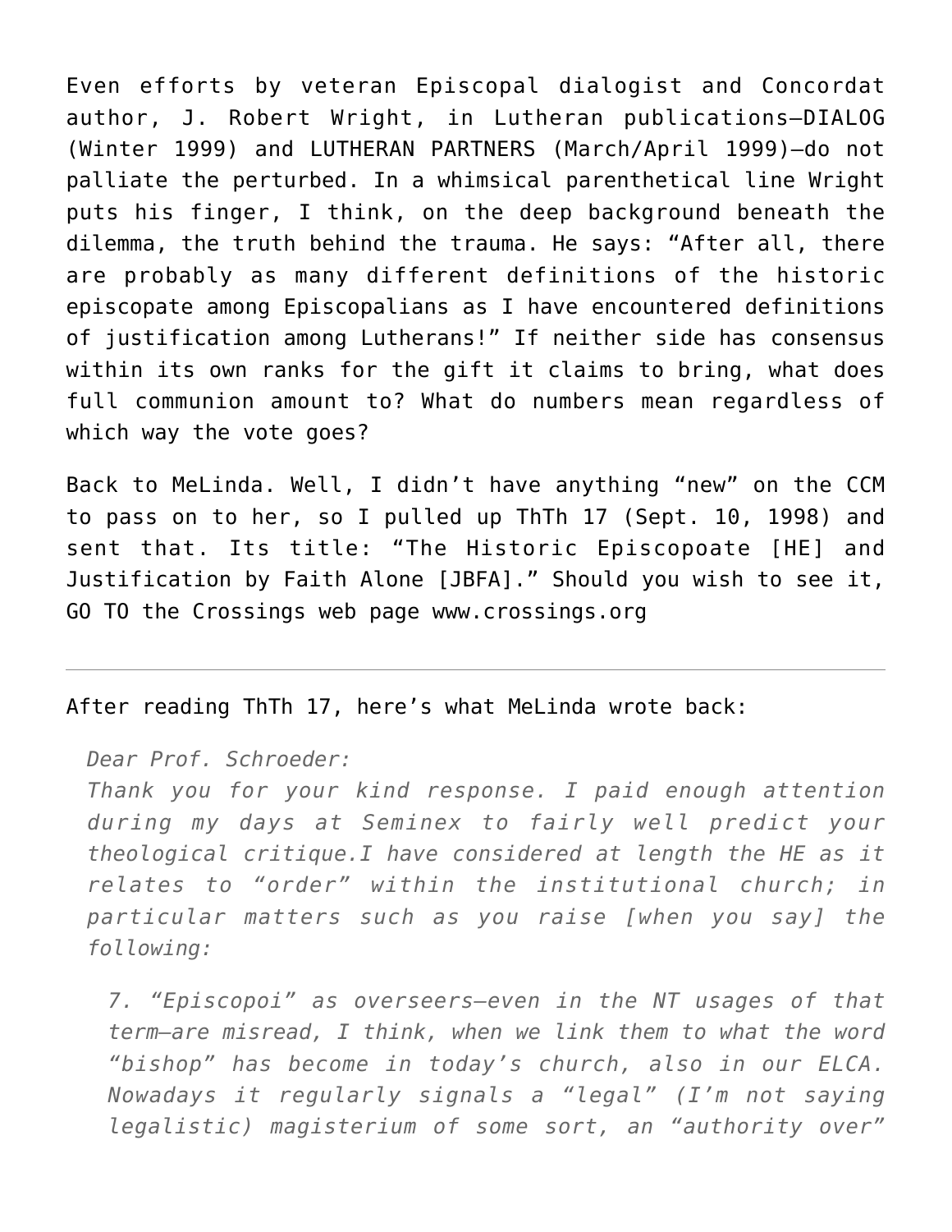Even efforts by veteran Episcopal dialogist and Concordat author, J. Robert Wright, in Lutheran publications—DIALOG (Winter 1999) and LUTHERAN PARTNERS (March/April 1999)—do not palliate the perturbed. In a whimsical parenthetical line Wright puts his finger, I think, on the deep background beneath the dilemma, the truth behind the trauma. He says: "After all, there are probably as many different definitions of the historic episcopate among Episcopalians as I have encountered definitions of justification among Lutherans!" If neither side has consensus within its own ranks for the gift it claims to bring, what does full communion amount to? What do numbers mean regardless of which way the vote goes?

Back to MeLinda. Well, I didn't have anything "new" on the CCM to pass on to her, so I pulled up ThTh 17 (Sept. 10, 1998) and sent that. Its title: "The Historic Episcopoate [HE] and Justification by Faith Alone [JBFA]." Should you wish to see it, GO TO the Crossings web page www.crossings.org

---

After reading ThTh 17, here's what MeLinda wrote back:

> *Dear Prof. Schroeder:*
> *Thank you for your kind response. I paid enough attention during my days at Seminex to fairly well predict your theological critique.I have considered at length the HE as it relates to "order" within the institutional church; in particular matters such as you raise [when you say] the following:*
>
> > *7. "Episcopoi" as overseers—even in the NT usages of that term—are misread, I think, when we link them to what the word "bishop" has become in today's church, also in our ELCA. Nowadays it regularly signals a "legal" (I'm not saying legalistic) magisterium of some sort, an "authority over"*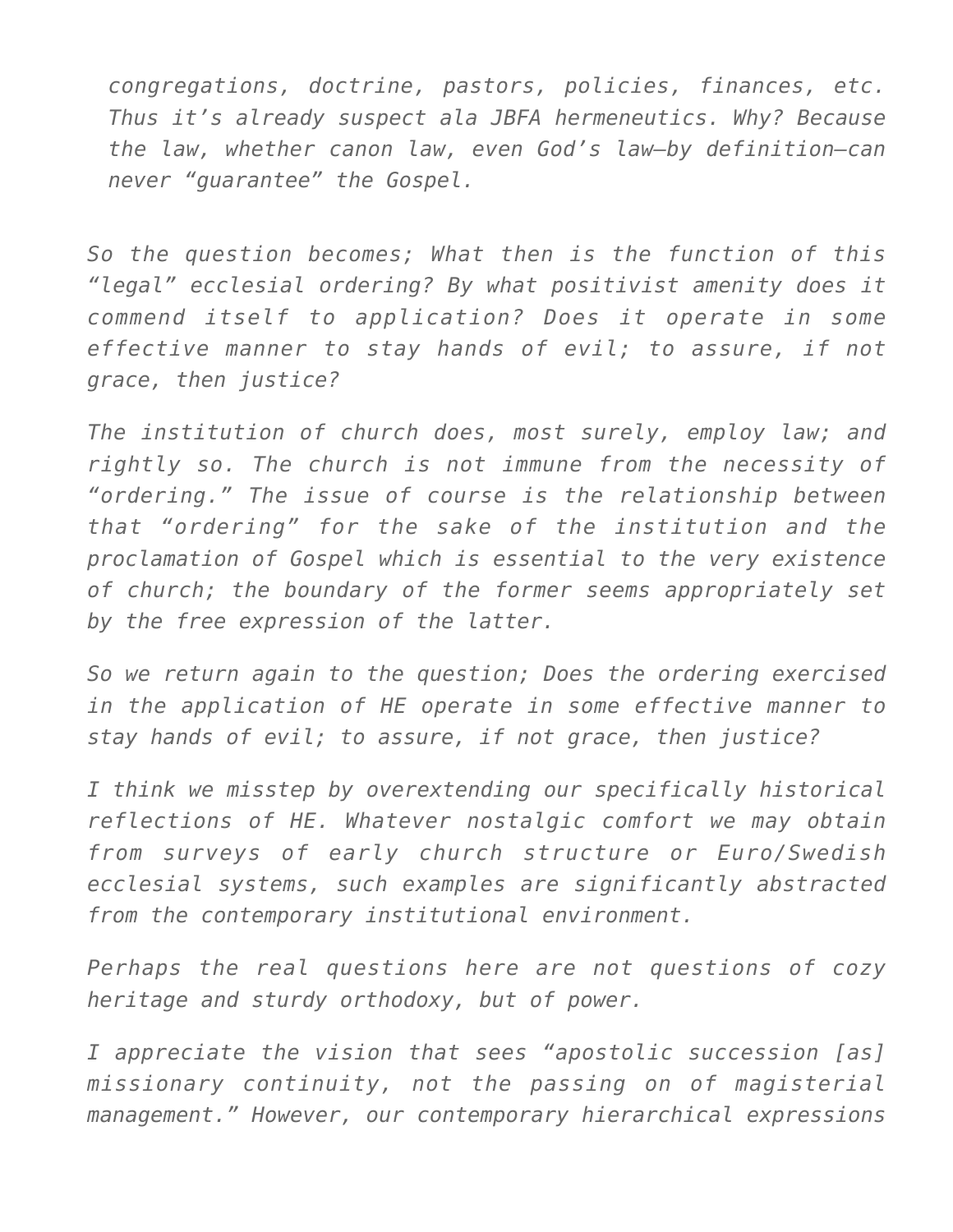> *congregations, doctrine, pastors, policies, finances, etc. Thus it's already suspect ala JBFA hermeneutics. Why? Because the law, whether canon law, even God's law–by definition–can never "guarantee" the Gospel.*

*So the question becomes; What then is the function of this "legal" ecclesial ordering? By what positivist amenity does it commend itself to application? Does it operate in some effective manner to stay hands of evil; to assure, if not grace, then justice?*

*The institution of church does, most surely, employ law; and rightly so. The church is not immune from the necessity of "ordering." The issue of course is the relationship between that "ordering" for the sake of the institution and the proclamation of Gospel which is essential to the very existence of church; the boundary of the former seems appropriately set by the free expression of the latter.*

*So we return again to the question; Does the ordering exercised in the application of HE operate in some effective manner to stay hands of evil; to assure, if not grace, then justice?*

*I think we misstep by overextending our specifically historical reflections of HE. Whatever nostalgic comfort we may obtain from surveys of early church structure or Euro/Swedish ecclesial systems, such examples are significantly abstracted from the contemporary institutional environment.*

*Perhaps the real questions here are not questions of cozy heritage and sturdy orthodoxy, but of power.*

*I appreciate the vision that sees "apostolic succession [as] missionary continuity, not the passing on of magisterial management." However, our contemporary hierarchical expressions*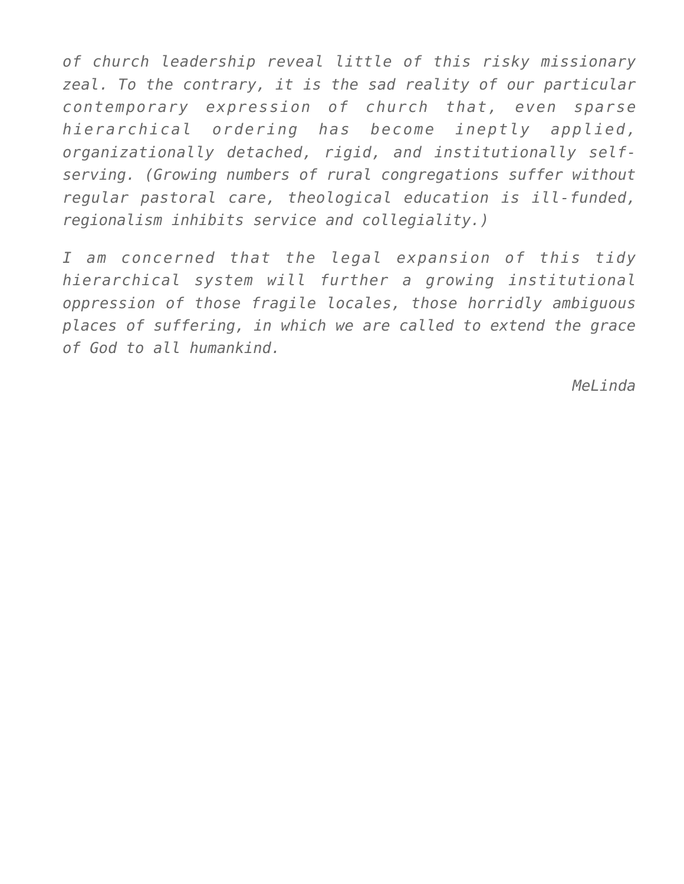*of church leadership reveal little of this risky missionary zeal. To the contrary, it is the sad reality of our particular contemporary expression of church that, even sparse hierarchical ordering has become ineptly applied, organizationally detached, rigid, and institutionally self-serving. (Growing numbers of rural congregations suffer without regular pastoral care, theological education is ill-funded, regionalism inhibits service and collegiality.)*

*I am concerned that the legal expansion of this tidy hierarchical system will further a growing institutional oppression of those fragile locales, those horridly ambiguous places of suffering, in which we are called to extend the grace of God to all humankind.*

*MeLinda*